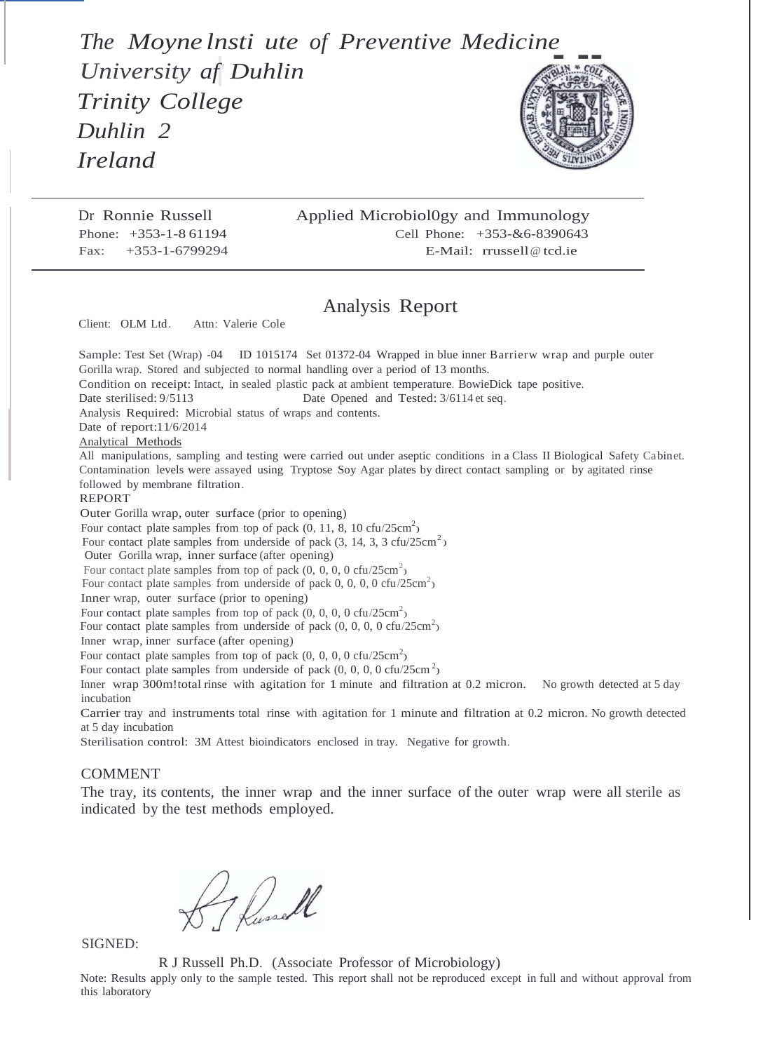*The Moyne lnsti ute of Preventive Medicine*
*University af Duhlin*
*Trinity College*
*Duhlin 2*
*Ireland*

---

Dr Ronnie Russell — Applied Microbiol0gy and Immunology
Phone: +353-1-8 61194 — Cell Phone: +353-&6-8390643
Fax: +353-1-6799294 — E-Mail: rrussell@tcd.ie

---

## Analysis Report

Client: OLM Ltd. Attn: Valerie Cole

Sample: Test Set (Wrap) -04 ID 1015174 Set 01372-04 Wrapped in blue inner Barrierw wrap and purple outer Gorilla wrap. Stored and subjected to normal handling over a period of 13 months.
Condition on receipt: Intact, in sealed plastic pack at ambient temperature. BowieDick tape positive.
Date sterilised: 9/5113 Date Opened and Tested: 3/6114 et seq.
Analysis Required: Microbial status of wraps and contents.
Date of report: 11/6/2014

Analytical Methods

All manipulations, sampling and testing were carried out under aseptic conditions in a Class II Biological Safety Cabinet. Contamination levels were assayed using Tryptose Soy Agar plates by direct contact sampling or by agitated rinse followed by membrane filtration.

REPORT

Outer Gorilla wrap, outer surface (prior to opening)
Four contact plate samples from top of pack (0, 11, 8, 10 cfu/25cm$^2$)
Four contact plate samples from underside of pack (3, 14, 3, 3 cfu/25cm$^2$)
Outer Gorilla wrap, inner surface (after opening)
Four contact plate samples from top of pack (0, 0, 0, 0 cfu/25cm$^2$)
Four contact plate samples from underside of pack 0, 0, 0, 0 cfu/25cm$^2$)
Inner wrap, outer surface (prior to opening)
Four contact plate samples from top of pack (0, 0, 0, 0 cfu/25cm$^2$)
Four contact plate samples from underside of pack (0, 0, 0, 0 cfu/25cm$^2$)
Inner wrap, inner surface (after opening)
Four contact plate samples from top of pack (0, 0, 0, 0 cfu/25cm$^2$)
Four contact plate samples from underside of pack (0, 0, 0, 0 cfu/25cm$^2$)
Inner wrap 300m!total rinse with agitation for 1 minute and filtration at 0.2 micron. No growth detected at 5 day incubation
Carrier tray and instruments total rinse with agitation for 1 minute and filtration at 0.2 micron. No growth detected at 5 day incubation
Sterilisation control: 3M Attest bioindicators enclosed in tray. Negative for growth.

COMMENT

The tray, its contents, the inner wrap and the inner surface of the outer wrap were all sterile as indicated by the test methods employed.

SIGNED:

R J Russell Ph.D. (Associate Professor of Microbiology)

Note: Results apply only to the sample tested. This report shall not be reproduced except in full and without approval from this laboratory